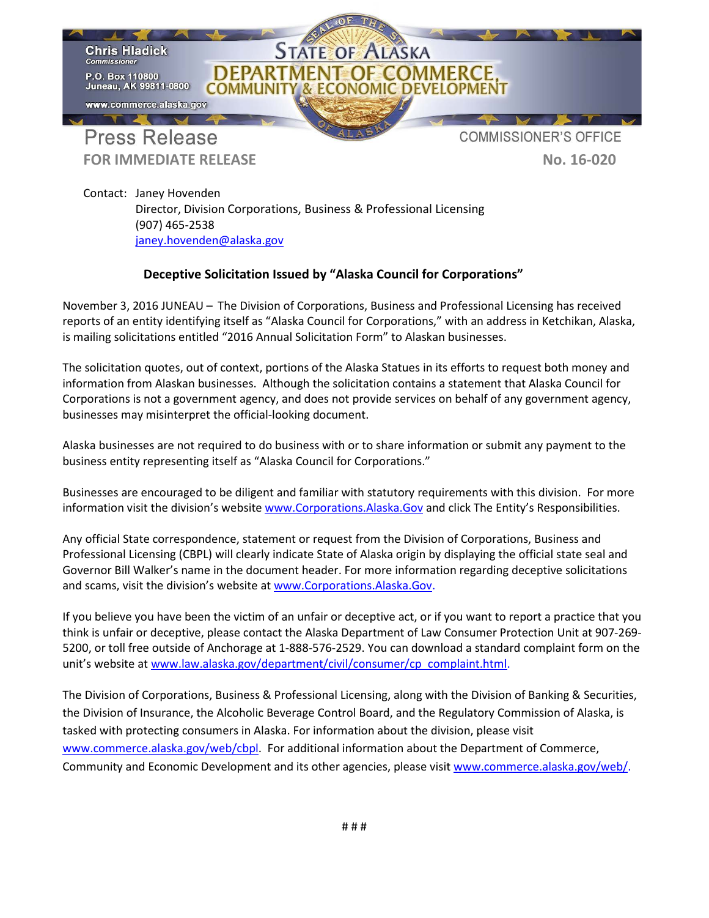Chris Hladick
Commissioner

P.O. Box 110800
Juneau, AK 99811-0800

www.commerce.alaska.gov

STATE OF ALASKA
DEPARTMENT OF COMMERCE,
COMMUNITY & ECONOMIC DEVELOPMENT

Press Release

**FOR IMMEDIATE RELEASE**

COMMISSIONER'S OFFICE

**No. 16-020**

Contact: Janey Hovenden
Director, Division Corporations, Business & Professional Licensing
(907) 465-2538
janey.hovenden@alaska.gov

## Deceptive Solicitation Issued by "Alaska Council for Corporations"

November 3, 2016 JUNEAU – The Division of Corporations, Business and Professional Licensing has received reports of an entity identifying itself as "Alaska Council for Corporations," with an address in Ketchikan, Alaska, is mailing solicitations entitled "2016 Annual Solicitation Form" to Alaskan businesses.

The solicitation quotes, out of context, portions of the Alaska Statues in its efforts to request both money and information from Alaskan businesses. Although the solicitation contains a statement that Alaska Council for Corporations is not a government agency, and does not provide services on behalf of any government agency, businesses may misinterpret the official-looking document.

Alaska businesses are not required to do business with or to share information or submit any payment to the business entity representing itself as "Alaska Council for Corporations."

Businesses are encouraged to be diligent and familiar with statutory requirements with this division. For more information visit the division's website www.Corporations.Alaska.Gov and click The Entity's Responsibilities.

Any official State correspondence, statement or request from the Division of Corporations, Business and Professional Licensing (CBPL) will clearly indicate State of Alaska origin by displaying the official state seal and Governor Bill Walker's name in the document header. For more information regarding deceptive solicitations and scams, visit the division's website at www.Corporations.Alaska.Gov.

If you believe you have been the victim of an unfair or deceptive act, or if you want to report a practice that you think is unfair or deceptive, please contact the Alaska Department of Law Consumer Protection Unit at 907-269-5200, or toll free outside of Anchorage at 1-888-576-2529. You can download a standard complaint form on the unit's website at www.law.alaska.gov/department/civil/consumer/cp_complaint.html.

The Division of Corporations, Business & Professional Licensing, along with the Division of Banking & Securities, the Division of Insurance, the Alcoholic Beverage Control Board, and the Regulatory Commission of Alaska, is tasked with protecting consumers in Alaska. For information about the division, please visit www.commerce.alaska.gov/web/cbpl. For additional information about the Department of Commerce, Community and Economic Development and its other agencies, please visit www.commerce.alaska.gov/web/.

# # #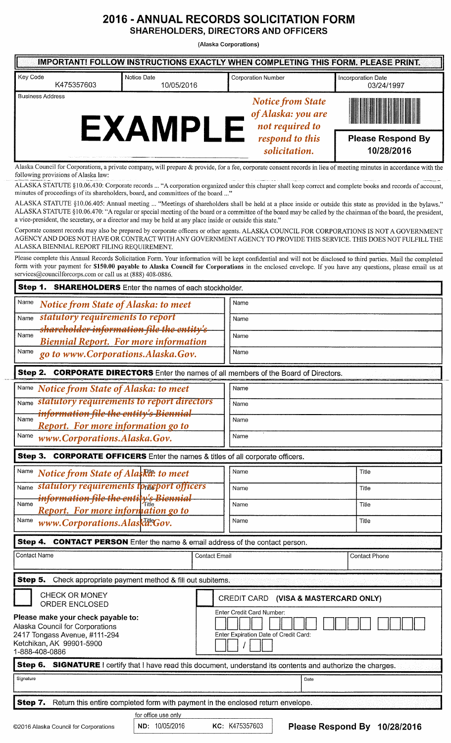# 2016 - ANNUAL RECORDS SOLICITATION FORM

## SHAREHOLDERS, DIRECTORS AND OFFICERS

(Alaska Corporations)

**IMPORTANT! FOLLOW INSTRUCTIONS EXACTLY WHEN COMPLETING THIS FORM. PLEASE PRINT.**

| Key Code | Notice Date | Corporation Number | Incorporation Date |
|---|---|---|---|
| K475357603 | 10/05/2016 | | 03/24/1997 |

Business Address

**EXAMPLE**

*Notice from State of Alaska: you are not required to respond to this solicitation.*

**Please Respond By 10/28/2016**

Alaska Council for Corporations, a private company, will prepare & provide, for a fee, corporate consent records in lieu of meeting minutes in accordance with the following provisions of Alaska law:

ALASKA STATUTE §10.06.430: Corporate records ... "A corporation organized under this chapter shall keep correct and complete books and records of account, minutes of proceedings of its shareholders, board, and committees of the board ..."

ALASKA STATUTE §10.06.405: Annual meeting ... "Meetings of shareholders shall be held at a place inside or outside this state as provided in the bylaws." ALASKA STATUTE §10.06.470: "A regular or special meeting of the board or a committee of the board may be called by the chairman of the board, the president, a vice-president, the secretary, or a director and may be held at any place inside or outside this state."

Corporate consent records may also be prepared by corporate officers or other agents. ALASKA COUNCIL FOR CORPORATIONS IS NOT A GOVERNMENT AGENCY AND DOES NOT HAVE OR CONTRACT WITH ANY GOVERNMENT AGENCY TO PROVIDE THIS SERVICE. THIS DOES NOT FULFILL THE ALASKA BIENNIAL REPORT FILING REQUIREMENT.

Please complete this Annual Records Solicitation Form. Your information will be kept confidential and will not be disclosed to third parties. Mail the completed form with your payment for **$150.00 payable to Alaska Council for Corporations** in the enclosed envelope. If you have any questions, please email us at services@councilforcorps.com or call us at (888) 408-0886.

**Step 1. SHAREHOLDERS** Enter the names of each stockholder.

| Name | Name |
|---|---|
| *Notice from State of Alaska: to meet* | |
| *statutory requirements to report* | |
| *shareholder information file the entity's* | |
| *Biennial Report. For more information* | |
| *go to www.Corporations.Alaska.Gov.* | |

**Step 2. CORPORATE DIRECTORS** Enter the names of all members of the Board of Directors.

| Name | Name |
|---|---|
| *Notice from State of Alaska: to meet* | |
| *statutory requirements to report directors* | |
| *information file the entity's Biennial* | |
| *Report. For more information go to* | |
| *www.Corporations.Alaska.Gov.* | |

**Step 3. CORPORATE OFFICERS** Enter the names & titles of all corporate officers.

| Name | Title | Name | Title |
|---|---|---|---|
| *Notice from State of Alaska: to meet* | | | |
| *statutory requirements to report officers* | | | |
| *information file the entity's Biennial* | | | |
| *Report. For more information go to* | | | |
| *www.Corporations.Alaska.Gov.* | | | |

**Step 4. CONTACT PERSON** Enter the name & email address of the contact person.

| Contact Name | Contact Email | Contact Phone |
|---|---|---|
| | | |

**Step 5.** Check appropriate payment method & fill out subitems.

☐ CHECK OR MONEY ORDER ENCLOSED

**Please make your check payable to:**
Alaska Council for Corporations
2417 Tongass Avenue, #111-294
Ketchikan, AK 99901-5900
1-888-408-0886

☐ CREDIT CARD **(VISA & MASTERCARD ONLY)**

Enter Credit Card Number:

Enter Expiration Date of Credit Card: __ __ / __ __

**Step 6. SIGNATURE** I certify that I have read this document, understand its contents and authorize the charges.

| Signature | Date |
|---|---|
| | |

**Step 7.** Return this entire completed form with payment in the enclosed return envelope.

©2016 Alaska Council for Corporations

for office use only

**ND:** 10/05/2016 **KC:** K475357603

**Please Respond By 10/28/2016**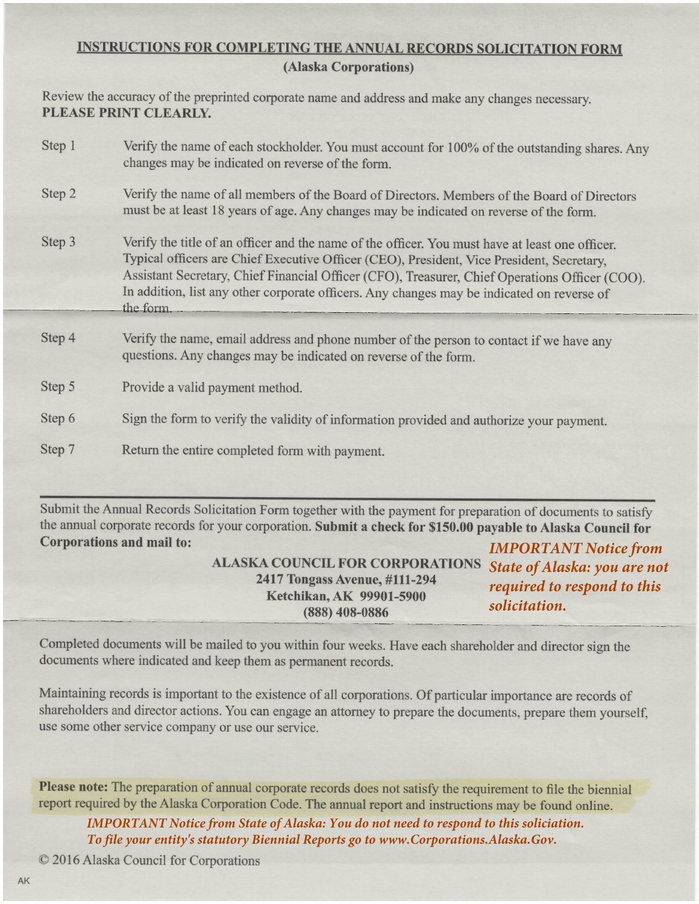## INSTRUCTIONS FOR COMPLETING THE ANNUAL RECORDS SOLICITATION FORM

**(Alaska Corporations)**

Review the accuracy of the preprinted corporate name and address and make any changes necessary. **PLEASE PRINT CLEARLY.**

Step 1 Verify the name of each stockholder. You must account for 100% of the outstanding shares. Any changes may be indicated on reverse of the form.

Step 2 Verify the name of all members of the Board of Directors. Members of the Board of Directors must be at least 18 years of age. Any changes may be indicated on reverse of the form.

Step 3 Verify the title of an officer and the name of the officer. You must have at least one officer. Typical officers are Chief Executive Officer (CEO), President, Vice President, Secretary, Assistant Secretary, Chief Financial Officer (CFO), Treasurer, Chief Operations Officer (COO). In addition, list any other corporate officers. Any changes may be indicated on reverse of the form.

Step 4 Verify the name, email address and phone number of the person to contact if we have any questions. Any changes may be indicated on reverse of the form.

Step 5 Provide a valid payment method.

Step 6 Sign the form to verify the validity of information provided and authorize your payment.

Step 7 Return the entire completed form with payment.

---

Submit the Annual Records Solicitation Form together with the payment for preparation of documents to satisfy the annual corporate records for your corporation. **Submit a check for $150.00 payable to Alaska Council for Corporations and mail to:**

**ALASKA COUNCIL FOR CORPORATIONS**
**2417 Tongass Avenue, #111-294**
**Ketchikan, AK 99901-5900**
**(888) 408-0886**

***IMPORTANT Notice from State of Alaska: you are not required to respond to this solicitation.***

Completed documents will be mailed to you within four weeks. Have each shareholder and director sign the documents where indicated and keep them as permanent records.

Maintaining records is important to the existence of all corporations. Of particular importance are records of shareholders and director actions. You can engage an attorney to prepare the documents, prepare them yourself, use some other service company or use our service.

**Please note:** The preparation of annual corporate records does not satisfy the requirement to file the biennial report required by the Alaska Corporation Code. The annual report and instructions may be found online.

***IMPORTANT Notice from State of Alaska: You do not need to respond to this soliciation.***
***To file your entity's statutory Biennial Reports go to www.Corporations.Alaska.Gov.***

© 2016 Alaska Council for Corporations

AK